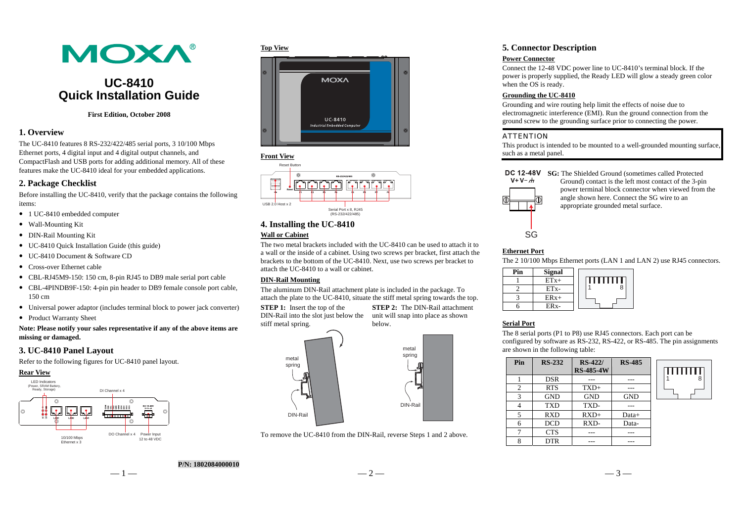# UC-8410 Quick Installation Guide

**First Edition, October 2008**

## 1. Overview

The UC-8410 features 8 RS-232/422/485 serial ports, 3 10/100 Mbps Ethernet ports, 4 digital input and 4 digital output channels, and CompactFlash and USB ports for adding additional memory. All of these features make the UC-8410 ideal for your embedded applications.

## 2. Package Checklist

Before installing the UC-8410, verify that the package contains the following items:

- 1 UC-8410 embedded computer
- Wall-Mounting Kit
- DIN-Rail Mounting Kit
- UC-8410 Quick Installation Guide (this guide)
- UC-8410 Document & Software CD
- Cross-over Ethernet cable
- CBL-RJ45M9-150: 150 cm, 8-pin RJ45 to DB9 male serial port cable
- CBL-4PINDB9F-150: 4-pin pin header to DB9 female console port cable, 150 cm
- Universal power adaptor (includes terminal block to power jack converter)
- Product Warranty Sheet

**Note: Please notify your sales representative if any of the above items are missing or damaged.**

## 3. UC-8410 Panel Layout

Refer to the following figures for UC-8410 panel layout.

**Rear View**

LED Indicators (Power, SRAM Battery, Ready, Storage) — DI Channel x 4 — DO Channel x 4 — Power Input 12 to 48 VDC — 10/100 Mbps Ethernet x 3

P/N: 1802084000010

**Top View**

**Front View**

Reset Button — USB 2.0 Host x 2 — Serial Port x 8, RJ45 (RS-232/422/485)

## 4. Installing the UC-8410

**Wall or Cabinet**

The two metal brackets included with the UC-8410 can be used to attach it to a wall or the inside of a cabinet. Using two screws per bracket, first attach the brackets to the bottom of the UC-8410. Next, use two screws per bracket to attach the UC-8410 to a wall or cabinet.

**DIN-Rail Mounting**

The aluminum DIN-Rail attachment plate is included in the package. To attach the plate to the UC-8410, situate the stiff metal spring towards the top.

**STEP 1:** Insert the top of the DIN-Rail into the slot just below the stiff metal spring.

**STEP 2:** The DIN-Rail attachment unit will snap into place as shown below.

To remove the UC-8410 from the DIN-Rail, reverse Steps 1 and 2 above.

## 5. Connector Description

**Power Connector**

Connect the 12-48 VDC power line to UC-8410's terminal block. If the power is properly supplied, the Ready LED will glow a steady green color when the OS is ready.

**Grounding the UC-8410**

Grounding and wire routing help limit the effects of noise due to electromagnetic interference (EMI). Run the ground connection from the ground screw to the grounding surface prior to connecting the power.

ATTENTION

This product is intended to be mounted to a well-grounded mounting surface, such as a metal panel.

**SG:** The Shielded Ground (sometimes called Protected Ground) contact is the left most contact of the 3-pin power terminal block connector when viewed from the angle shown here. Connect the SG wire to an appropriate grounded metal surface.

**Ethernet Port**

The 2 10/100 Mbps Ethernet ports (LAN 1 and LAN 2) use RJ45 connectors.

| Pin | Signal |
|---|---|
| 1 | ETx+ |
| 2 | ETx- |
| 3 | ERx+ |
| 6 | ERx- |

**Serial Port**

The 8 serial ports (P1 to P8) use RJ45 connectors. Each port can be configured by software as RS-232, RS-422, or RS-485. The pin assignments are shown in the following table:

| Pin | RS-232 | RS-422/ RS-485-4W | RS-485 |
|---|---|---|---|
| 1 | DSR | --- | --- |
| 2 | RTS | TXD+ | --- |
| 3 | GND | GND | GND |
| 4 | TXD | TXD- | --- |
| 5 | RXD | RXD+ | Data+ |
| 6 | DCD | RXD- | Data- |
| 7 | CTS | --- | --- |
| 8 | DTR | --- | --- |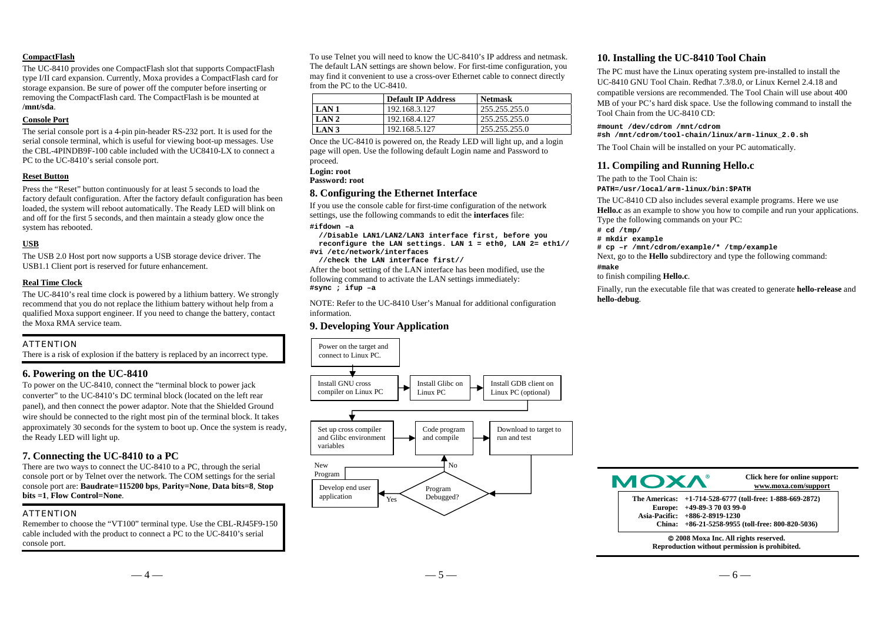**CompactFlash**

The UC-8410 provides one CompactFlash slot that supports CompactFlash type I/II card expansion. Currently, Moxa provides a CompactFlash card for storage expansion. Be sure of power off the computer before inserting or removing the CompactFlash card. The CompactFlash is be mounted at **/mnt/sda**.

**Console Port**

The serial console port is a 4-pin pin-header RS-232 port. It is used for the serial console terminal, which is useful for viewing boot-up messages. Use the CBL-4PINDB9F-100 cable included with the UC8410-LX to connect a PC to the UC-8410's serial console port.

**Reset Button**

Press the "Reset" button continuously for at least 5 seconds to load the factory default configuration. After the factory default configuration has been loaded, the system will reboot automatically. The Ready LED will blink on and off for the first 5 seconds, and then maintain a steady glow once the system has rebooted.

**USB**

The USB 2.0 Host port now supports a USB storage device driver. The USB1.1 Client port is reserved for future enhancement.

**Real Time Clock**

The UC-8410's real time clock is powered by a lithium battery. We strongly recommend that you do not replace the lithium battery without help from a qualified Moxa support engineer. If you need to change the battery, contact the Moxa RMA service team.

> ATTENTION
>
> There is a risk of explosion if the battery is replaced by an incorrect type.

## 6. Powering on the UC-8410

To power on the UC-8410, connect the "terminal block to power jack converter" to the UC-8410's DC terminal block (located on the left rear panel), and then connect the power adaptor. Note that the Shielded Ground wire should be connected to the right most pin of the terminal block. It takes approximately 30 seconds for the system to boot up. Once the system is ready, the Ready LED will light up.

## 7. Connecting the UC-8410 to a PC

There are two ways to connect the UC-8410 to a PC, through the serial console port or by Telnet over the network. The COM settings for the serial console port are: **Baudrate=115200 bps**, **Parity=None**, **Data bits=8**, **Stop bits =1**, **Flow Control=None**.

> ATTENTION
>
> Remember to choose the "VT100" terminal type. Use the CBL-RJ45F9-150 cable included with the product to connect a PC to the UC-8410's serial console port.

To use Telnet you will need to know the UC-8410's IP address and netmask. The default LAN settings are shown below. For first-time configuration, you may find it convenient to use a cross-over Ethernet cable to connect directly from the PC to the UC-8410.

| | Default IP Address | Netmask |
|---|---|---|
| **LAN 1** | 192.168.3.127 | 255.255.255.0 |
| **LAN 2** | 192.168.4.127 | 255.255.255.0 |
| **LAN 3** | 192.168.5.127 | 255.255.255.0 |

Once the UC-8410 is powered on, the Ready LED will light up, and a login page will open. Use the following default Login name and Password to proceed.

**Login: root**
**Password: root**

## 8. Configuring the Ethernet Interface

If you use the console cable for first-time configuration of the network settings, use the following commands to edit the **interfaces** file:

```
#ifdown –a
  //Disable LAN1/LAN2/LAN3 interface first, before you
  reconfigure the LAN settings. LAN 1 = eth0, LAN 2= eth1//
#vi /etc/network/interfaces
  //check the LAN interface first//
```

After the boot setting of the LAN interface has been modified, use the following command to activate the LAN settings immediately:

```
#sync ; ifup –a
```

NOTE: Refer to the UC-8410 User's Manual for additional configuration information.

## 9. Developing Your Application

Power on the target and connect to Linux PC.

Install GNU cross compiler on Linux PC

Install Glibc on Linux PC

Install GDB client on Linux PC (optional)

Set up cross compiler and Glibc environment variables

Code program and compile

Download to target to run and test

New Program

No

Develop end user application

Yes

Program Debugged?

## 10. Installing the UC-8410 Tool Chain

The PC must have the Linux operating system pre-installed to install the UC-8410 GNU Tool Chain. Redhat 7.3/8.0, or Linux Kernel 2.4.18 and compatible versions are recommended. The Tool Chain will use about 400 MB of your PC's hard disk space. Use the following command to install the Tool Chain from the UC-8410 CD:

```
#mount /dev/cdrom /mnt/cdrom
#sh /mnt/cdrom/tool-chain/linux/arm-linux_2.0.sh
```

The Tool Chain will be installed on your PC automatically.

## 11. Compiling and Running Hello.c

The path to the Tool Chain is:

```
PATH=/usr/local/arm-linux/bin:$PATH
```

The UC-8410 CD also includes several example programs. Here we use **Hello.c** as an example to show you how to compile and run your applications. Type the following commands on your PC:

```
# cd /tmp/
# mkdir example
# cp –r /mnt/cdrom/example/* /tmp/example
```

Next, go to the **Hello** subdirectory and type the following command:

```
#make
```

to finish compiling **Hello.c**.

Finally, run the executable file that was created to generate **hello-release** and **hello-debug**.

MOXA®

**Click here for online support:**
**www.moxa.com/support**

**The Americas:** **+1-714-528-6777 (toll-free: 1-888-669-2872)**
**Europe:** **+49-89-3 70 03 99-0**
**Asia-Pacific:** **+886-2-8919-1230**
**China:** **+86-21-5258-9955 (toll-free: 800-820-5036)**

**© 2008 Moxa Inc. All rights reserved.**
**Reproduction without permission is prohibited.**